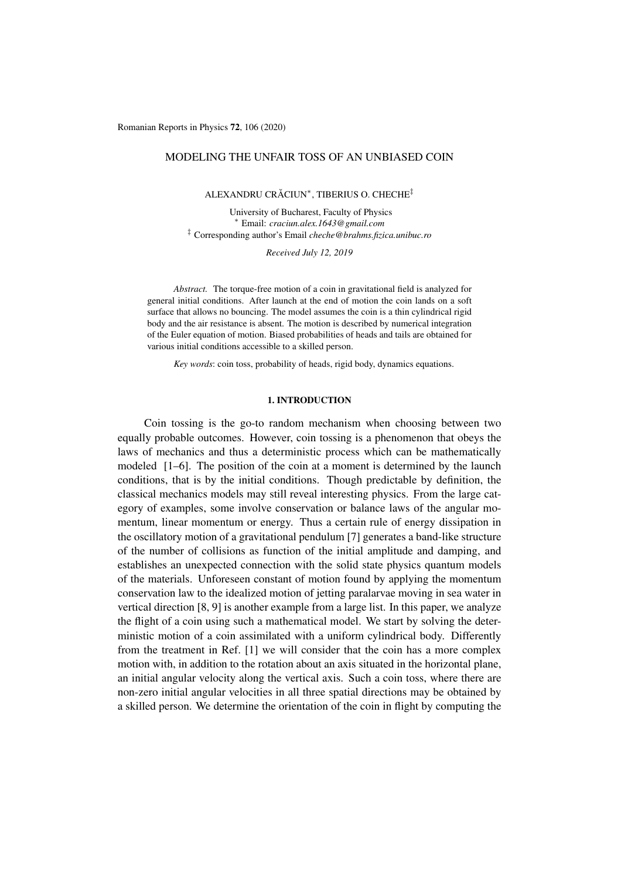# MODELING THE UNFAIR TOSS OF AN UNBIASED COIN

ALEXANDRU CRĂCIUN*, TIBERIUS O. CHECHE‡

University of Bucharest, Faculty of Physics
* Email: *craciun.alex.1643@gmail.com*
‡ Corresponding author's Email *cheche@brahms.fizica.unibuc.ro*

*Received July 12, 2019*

*Abstract.* The torque-free motion of a coin in gravitational field is analyzed for general initial conditions. After launch at the end of motion the coin lands on a soft surface that allows no bouncing. The model assumes the coin is a thin cylindrical rigid body and the air resistance is absent. The motion is described by numerical integration of the Euler equation of motion. Biased probabilities of heads and tails are obtained for various initial conditions accessible to a skilled person.

*Key words*: coin toss, probability of heads, rigid body, dynamics equations.

## 1. INTRODUCTION

Coin tossing is the go-to random mechanism when choosing between two equally probable outcomes. However, coin tossing is a phenomenon that obeys the laws of mechanics and thus a deterministic process which can be mathematically modeled [1–6]. The position of the coin at a moment is determined by the launch conditions, that is by the initial conditions. Though predictable by definition, the classical mechanics models may still reveal interesting physics. From the large category of examples, some involve conservation or balance laws of the angular momentum, linear momentum or energy. Thus a certain rule of energy dissipation in the oscillatory motion of a gravitational pendulum [7] generates a band-like structure of the number of collisions as function of the initial amplitude and damping, and establishes an unexpected connection with the solid state physics quantum models of the materials. Unforeseen constant of motion found by applying the momentum conservation law to the idealized motion of jetting paralarvae moving in sea water in vertical direction [8, 9] is another example from a large list. In this paper, we analyze the flight of a coin using such a mathematical model. We start by solving the deterministic motion of a coin assimilated with a uniform cylindrical body. Differently from the treatment in Ref. [1] we will consider that the coin has a more complex motion with, in addition to the rotation about an axis situated in the horizontal plane, an initial angular velocity along the vertical axis. Such a coin toss, where there are non-zero initial angular velocities in all three spatial directions may be obtained by a skilled person. We determine the orientation of the coin in flight by computing the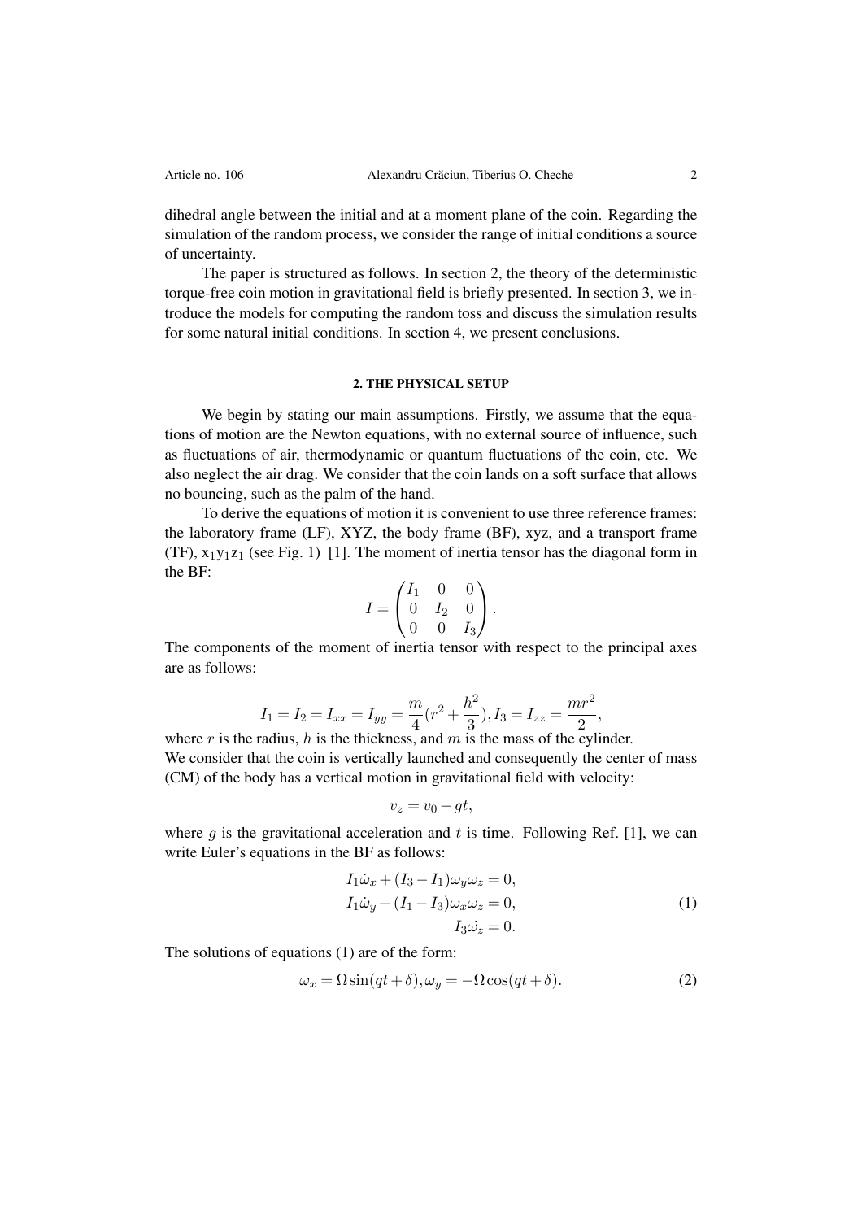dihedral angle between the initial and at a moment plane of the coin. Regarding the simulation of the random process, we consider the range of initial conditions a source of uncertainty.

The paper is structured as follows. In section 2, the theory of the deterministic torque-free coin motion in gravitational field is briefly presented. In section 3, we introduce the models for computing the random toss and discuss the simulation results for some natural initial conditions. In section 4, we present conclusions.

## 2. THE PHYSICAL SETUP

We begin by stating our main assumptions. Firstly, we assume that the equations of motion are the Newton equations, with no external source of influence, such as fluctuations of air, thermodynamic or quantum fluctuations of the coin, etc. We also neglect the air drag. We consider that the coin lands on a soft surface that allows no bouncing, such as the palm of the hand.

To derive the equations of motion it is convenient to use three reference frames: the laboratory frame (LF), XYZ, the body frame (BF), xyz, and a transport frame (TF), $x_1y_1z_1$ (see Fig. 1) [1]. The moment of inertia tensor has the diagonal form in the BF:

$$I = \begin{pmatrix} I_1 & 0 & 0 \\ 0 & I_2 & 0 \\ 0 & 0 & I_3 \end{pmatrix}.$$

The components of the moment of inertia tensor with respect to the principal axes are as follows:

$$I_1 = I_2 = I_{xx} = I_{yy} = \frac{m}{4}(r^2 + \frac{h^2}{3}), I_3 = I_{zz} = \frac{mr^2}{2},$$

where $r$ is the radius, $h$ is the thickness, and $m$ is the mass of the cylinder.
We consider that the coin is vertically launched and consequently the center of mass (CM) of the body has a vertical motion in gravitational field with velocity:

$$v_z = v_0 - gt,$$

where $g$ is the gravitational acceleration and $t$ is time. Following Ref. [1], we can write Euler's equations in the BF as follows:

$$\begin{aligned} I_1\dot{\omega}_x + (I_3 - I_1)\omega_y\omega_z &= 0, \\ I_1\dot{\omega}_y + (I_1 - I_3)\omega_x\omega_z &= 0, \\ I_3\dot{\omega}_z &= 0. \end{aligned} \tag{1}$$

The solutions of equations (1) are of the form:

$$\omega_x = \Omega\sin(qt + \delta), \omega_y = -\Omega\cos(qt + \delta). \tag{2}$$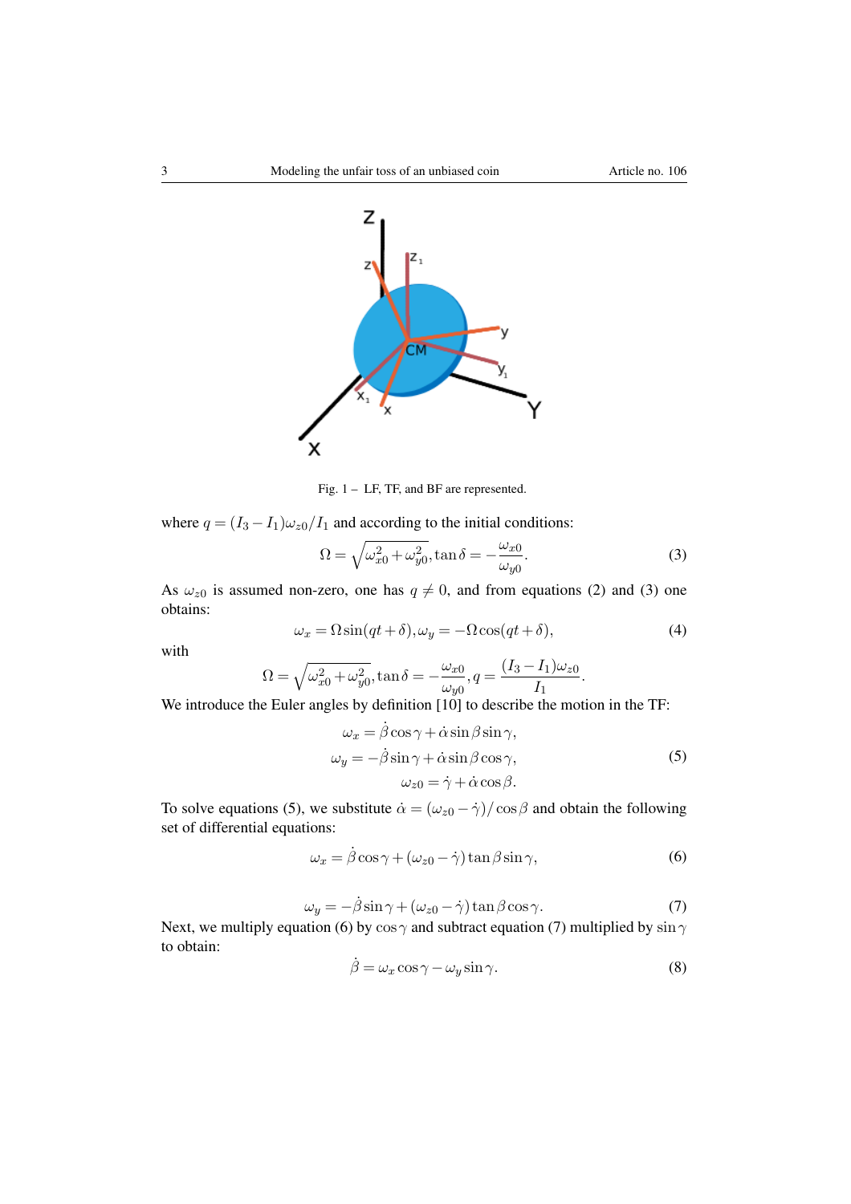Fig. 1 – LF, TF, and BF are represented.

where $q = (I_3 - I_1)\omega_{z0}/I_1$ and according to the initial conditions:

$$\Omega = \sqrt{\omega_{x0}^2 + \omega_{y0}^2}, \tan\delta = -\frac{\omega_{x0}}{\omega_{y0}}. \tag{3}$$

As $\omega_{z0}$ is assumed non-zero, one has $q \neq 0$, and from equations (2) and (3) one obtains:

$$\omega_x = \Omega \sin(qt + \delta), \omega_y = -\Omega \cos(qt + \delta), \tag{4}$$

with

$$\Omega = \sqrt{\omega_{x0}^2 + \omega_{y0}^2}, \tan\delta = -\frac{\omega_{x0}}{\omega_{y0}}, q = \frac{(I_3 - I_1)\omega_{z0}}{I_1}.$$

We introduce the Euler angles by definition [10] to describe the motion in the TF:

$$\begin{aligned}
\omega_x &= \dot{\beta}\cos\gamma + \dot{\alpha}\sin\beta\sin\gamma, \\
\omega_y &= -\dot{\beta}\sin\gamma + \dot{\alpha}\sin\beta\cos\gamma, \\
\omega_{z0} &= \dot{\gamma} + \dot{\alpha}\cos\beta.
\end{aligned} \tag{5}$$

To solve equations (5), we substitute $\dot{\alpha} = (\omega_{z0} - \dot{\gamma})/\cos\beta$ and obtain the following set of differential equations:

$$\omega_x = \dot{\beta}\cos\gamma + (\omega_{z0} - \dot{\gamma})\tan\beta\sin\gamma, \tag{6}$$

$$\omega_y = -\dot{\beta}\sin\gamma + (\omega_{z0} - \dot{\gamma})\tan\beta\cos\gamma. \tag{7}$$

Next, we multiply equation (6) by $\cos\gamma$ and subtract equation (7) multiplied by $\sin\gamma$ to obtain:

$$\dot{\beta} = \omega_x\cos\gamma - \omega_y\sin\gamma. \tag{8}$$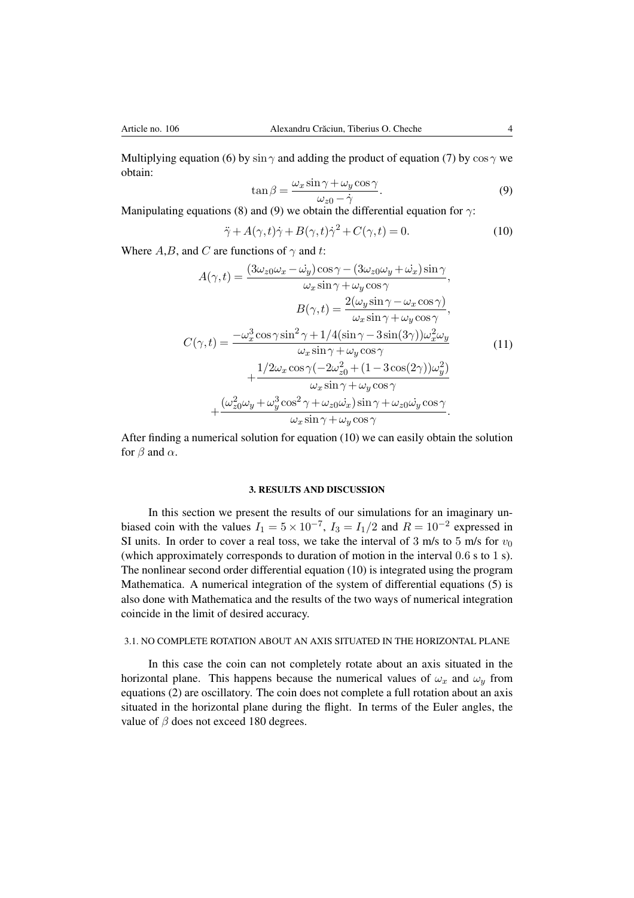Multiplying equation (6) by $\sin\gamma$ and adding the product of equation (7) by $\cos\gamma$ we obtain:

$$\tan\beta = \frac{\omega_x \sin\gamma + \omega_y \cos\gamma}{\omega_{z0} - \dot{\gamma}}. \tag{9}$$

Manipulating equations (8) and (9) we obtain the differential equation for $\gamma$:

$$\ddot{\gamma} + A(\gamma,t)\dot{\gamma} + B(\gamma,t)\dot{\gamma}^2 + C(\gamma,t) = 0. \tag{10}$$

Where $A$,$B$, and $C$ are functions of $\gamma$ and $t$:

$$\begin{aligned}
A(\gamma,t) &= \frac{(3\omega_{z0}\omega_x - \dot{\omega_y})\cos\gamma - (3\omega_{z0}\omega_y + \dot{\omega_x})\sin\gamma}{\omega_x \sin\gamma + \omega_y \cos\gamma}, \\
B(\gamma,t) &= \frac{2(\omega_y \sin\gamma - \omega_x \cos\gamma)}{\omega_x \sin\gamma + \omega_y \cos\gamma}, \\
C(\gamma,t) &= \frac{-\omega_x^3 \cos\gamma \sin^2\gamma + 1/4(\sin\gamma - 3\sin(3\gamma))\omega_x^2\omega_y}{\omega_x \sin\gamma + \omega_y \cos\gamma} \\
&+ \frac{1/2\omega_x \cos\gamma(-2\omega_{z0}^2 + (1 - 3\cos(2\gamma))\omega_y^2)}{\omega_x \sin\gamma + \omega_y \cos\gamma} \\
&+ \frac{(\omega_{z0}^2\omega_y + \omega_y^3\cos^2\gamma + \omega_{z0}\dot{\omega_x})\sin\gamma + \omega_{z0}\dot{\omega_y}\cos\gamma}{\omega_x \sin\gamma + \omega_y \cos\gamma}.
\end{aligned} \tag{11}$$

After finding a numerical solution for equation (10) we can easily obtain the solution for $\beta$ and $\alpha$.

## 3. RESULTS AND DISCUSSION

In this section we present the results of our simulations for an imaginary unbiased coin with the values $I_1 = 5 \times 10^{-7}$, $I_3 = I_1/2$ and $R = 10^{-2}$ expressed in SI units. In order to cover a real toss, we take the interval of 3 m/s to 5 m/s for $v_0$ (which approximately corresponds to duration of motion in the interval 0.6 s to 1 s). The nonlinear second order differential equation (10) is integrated using the program Mathematica. A numerical integration of the system of differential equations (5) is also done with Mathematica and the results of the two ways of numerical integration coincide in the limit of desired accuracy.

### 3.1. NO COMPLETE ROTATION ABOUT AN AXIS SITUATED IN THE HORIZONTAL PLANE

In this case the coin can not completely rotate about an axis situated in the horizontal plane. This happens because the numerical values of $\omega_x$ and $\omega_y$ from equations (2) are oscillatory. The coin does not complete a full rotation about an axis situated in the horizontal plane during the flight. In terms of the Euler angles, the value of $\beta$ does not exceed 180 degrees.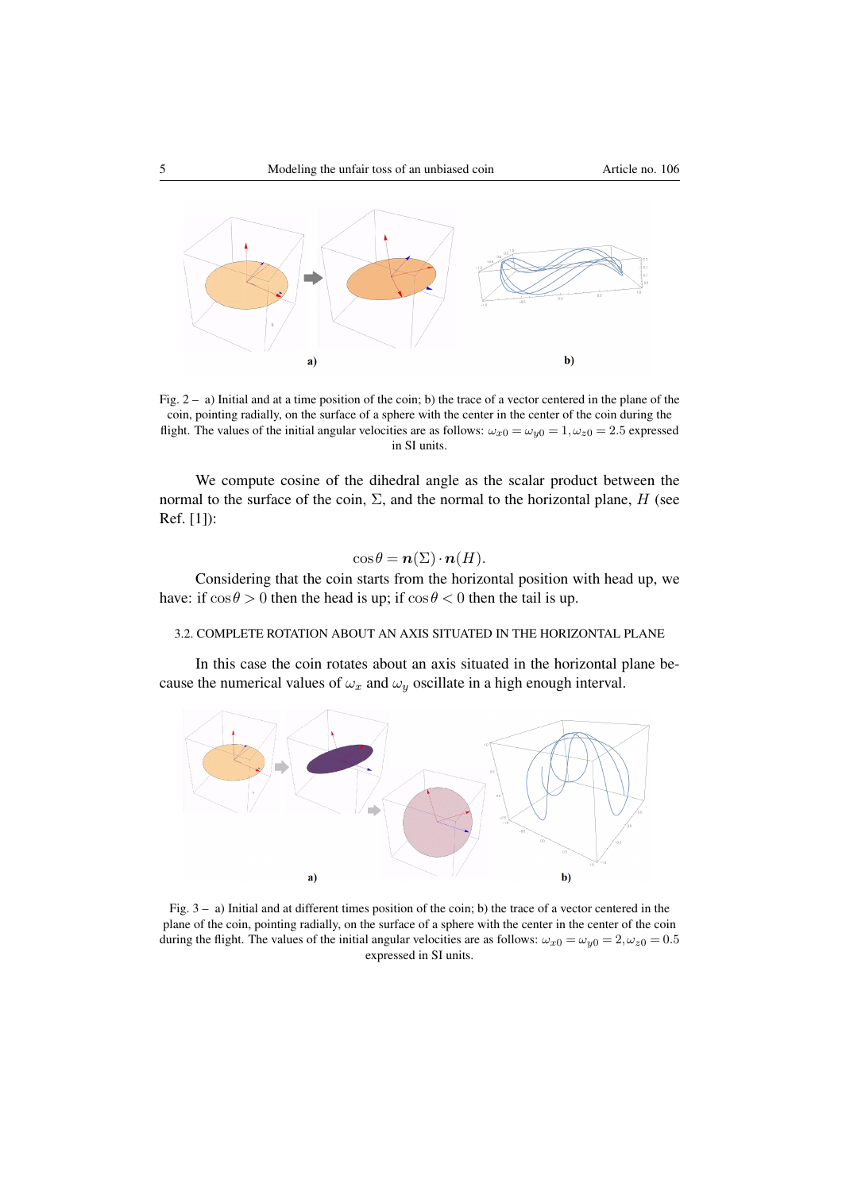Fig. 2 – a) Initial and at a time position of the coin; b) the trace of a vector centered in the plane of the coin, pointing radially, on the surface of a sphere with the center in the center of the coin during the flight. The values of the initial angular velocities are as follows: $\omega_{x0} = \omega_{y0} = 1, \omega_{z0} = 2.5$ expressed in SI units.

We compute cosine of the dihedral angle as the scalar product between the normal to the surface of the coin, $\Sigma$, and the normal to the horizontal plane, $H$ (see Ref. [1]):

$$\cos\theta = \boldsymbol{n}(\Sigma) \cdot \boldsymbol{n}(H).$$

Considering that the coin starts from the horizontal position with head up, we have: if $\cos\theta > 0$ then the head is up; if $\cos\theta < 0$ then the tail is up.

### 3.2. COMPLETE ROTATION ABOUT AN AXIS SITUATED IN THE HORIZONTAL PLANE

In this case the coin rotates about an axis situated in the horizontal plane because the numerical values of $\omega_x$ and $\omega_y$ oscillate in a high enough interval.

Fig. 3 – a) Initial and at different times position of the coin; b) the trace of a vector centered in the plane of the coin, pointing radially, on the surface of a sphere with the center in the center of the coin during the flight. The values of the initial angular velocities are as follows: $\omega_{x0} = \omega_{y0} = 2, \omega_{z0} = 0.5$ expressed in SI units.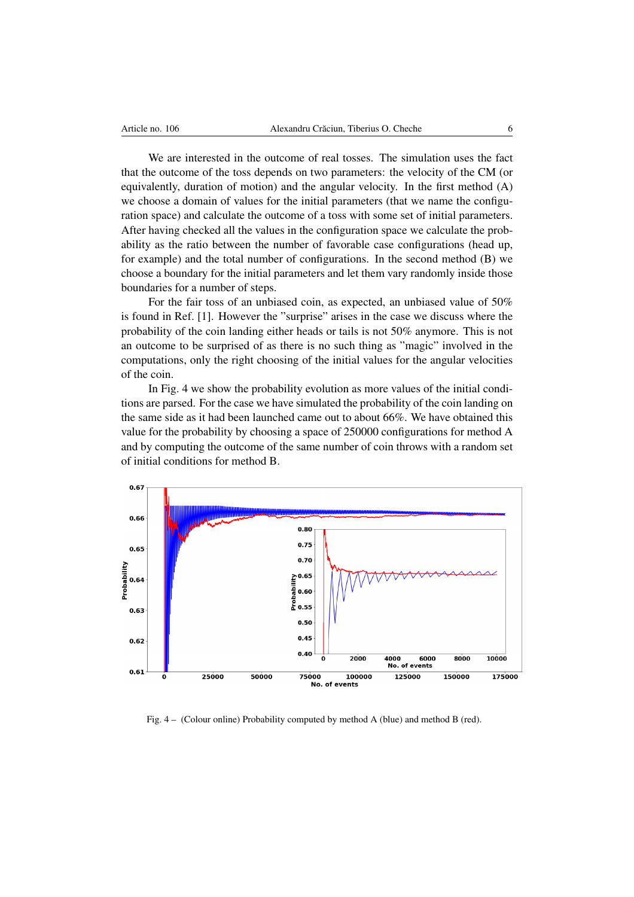We are interested in the outcome of real tosses. The simulation uses the fact that the outcome of the toss depends on two parameters: the velocity of the CM (or equivalently, duration of motion) and the angular velocity. In the first method (A) we choose a domain of values for the initial parameters (that we name the configuration space) and calculate the outcome of a toss with some set of initial parameters. After having checked all the values in the configuration space we calculate the probability as the ratio between the number of favorable case configurations (head up, for example) and the total number of configurations. In the second method (B) we choose a boundary for the initial parameters and let them vary randomly inside those boundaries for a number of steps.

For the fair toss of an unbiased coin, as expected, an unbiased value of 50% is found in Ref. [1]. However the "surprise" arises in the case we discuss where the probability of the coin landing either heads or tails is not 50% anymore. This is not an outcome to be surprised of as there is no such thing as "magic" involved in the computations, only the right choosing of the initial values for the angular velocities of the coin.

In Fig. 4 we show the probability evolution as more values of the initial conditions are parsed. For the case we have simulated the probability of the coin landing on the same side as it had been launched came out to about 66%. We have obtained this value for the probability by choosing a space of 250000 configurations for method A and by computing the outcome of the same number of coin throws with a random set of initial conditions for method B.

Fig. 4 – (Colour online) Probability computed by method A (blue) and method B (red).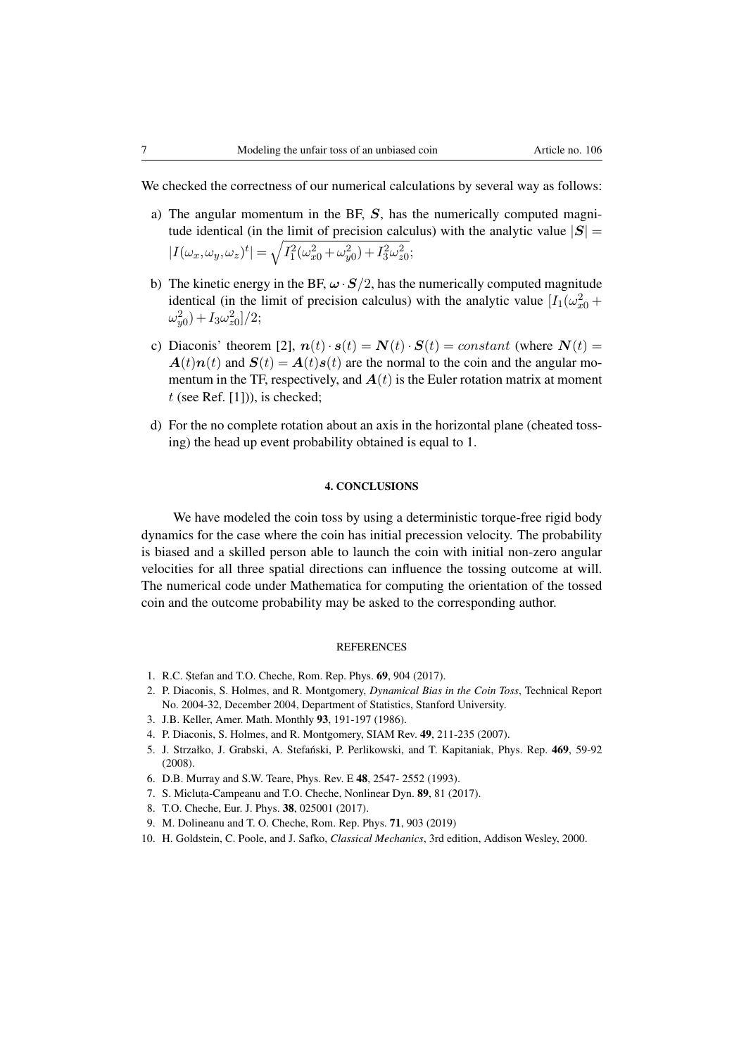We checked the correctness of our numerical calculations by several way as follows:

a) The angular momentum in the BF, $\boldsymbol{S}$, has the numerically computed magnitude identical (in the limit of precision calculus) with the analytic value $|\boldsymbol{S}| = |I(\omega_x, \omega_y, \omega_z)^t| = \sqrt{I_1^2(\omega_{x0}^2 + \omega_{y0}^2) + I_3^2\omega_{z0}^2}$;

b) The kinetic energy in the BF, $\boldsymbol{\omega} \cdot \boldsymbol{S}/2$, has the numerically computed magnitude identical (in the limit of precision calculus) with the analytic value $[I_1(\omega_{x0}^2 + \omega_{y0}^2) + I_3\omega_{z0}^2]/2$;

c) Diaconis' theorem [2], $\boldsymbol{n}(t) \cdot \boldsymbol{s}(t) = \boldsymbol{N}(t) \cdot \boldsymbol{S}(t) = constant$ (where $\boldsymbol{N}(t) = \boldsymbol{A}(t)\boldsymbol{n}(t)$ and $\boldsymbol{S}(t) = \boldsymbol{A}(t)\boldsymbol{s}(t)$ are the normal to the coin and the angular momentum in the TF, respectively, and $\boldsymbol{A}(t)$ is the Euler rotation matrix at moment $t$ (see Ref. [1])), is checked;

d) For the no complete rotation about an axis in the horizontal plane (cheated tossing) the head up event probability obtained is equal to 1.

## 4. CONCLUSIONS

We have modeled the coin toss by using a deterministic torque-free rigid body dynamics for the case where the coin has initial precession velocity. The probability is biased and a skilled person able to launch the coin with initial non-zero angular velocities for all three spatial directions can influence the tossing outcome at will. The numerical code under Mathematica for computing the orientation of the tossed coin and the outcome probability may be asked to the corresponding author.

## REFERENCES

1. R.C. Ştefan and T.O. Cheche, Rom. Rep. Phys. **69**, 904 (2017).
2. P. Diaconis, S. Holmes, and R. Montgomery, *Dynamical Bias in the Coin Toss*, Technical Report No. 2004-32, December 2004, Department of Statistics, Stanford University.
3. J.B. Keller, Amer. Math. Monthly **93**, 191-197 (1986).
4. P. Diaconis, S. Holmes, and R. Montgomery, SIAM Rev. **49**, 211-235 (2007).
5. J. Strzałko, J. Grabski, A. Stefański, P. Perlikowski, and T. Kapitaniak, Phys. Rep. **469**, 59-92 (2008).
6. D.B. Murray and S.W. Teare, Phys. Rev. E **48**, 2547- 2552 (1993).
7. S. Micluţa-Campeanu and T.O. Cheche, Nonlinear Dyn. **89**, 81 (2017).
8. T.O. Cheche, Eur. J. Phys. **38**, 025001 (2017).
9. M. Dolineanu and T. O. Cheche, Rom. Rep. Phys. **71**, 903 (2019)
10. H. Goldstein, C. Poole, and J. Safko, *Classical Mechanics*, 3rd edition, Addison Wesley, 2000.